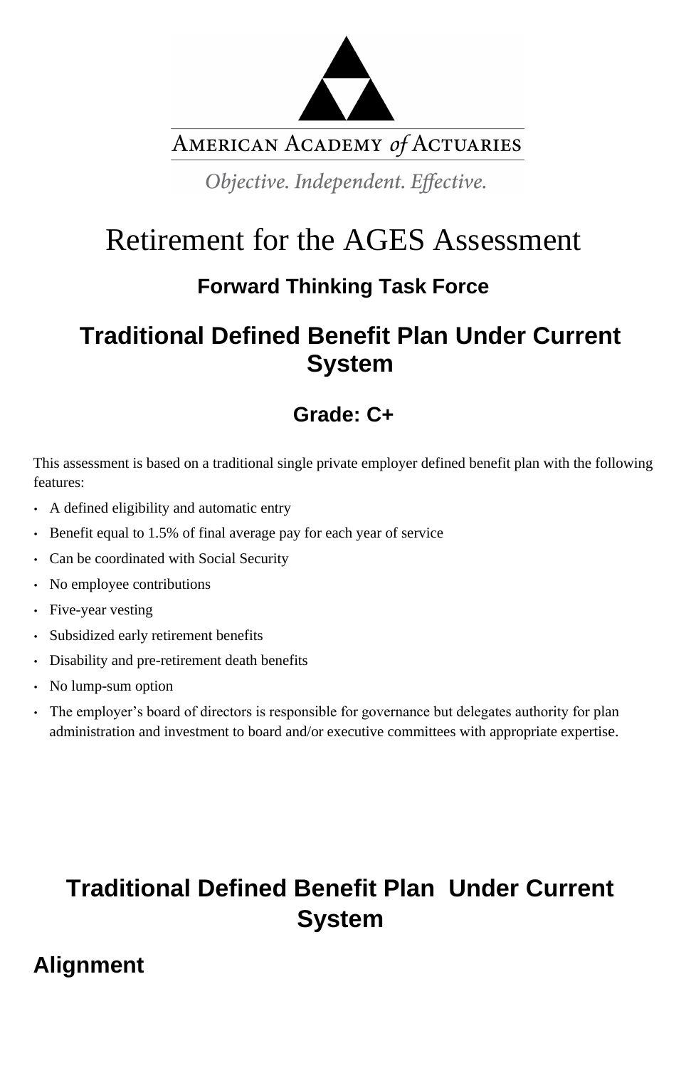AMERICAN ACADEMY *of* ACTUARIES

*Objective. Independent. Effective.*

# Retirement for the AGES Assessment

### Forward Thinking Task Force

## Traditional Defined Benefit Plan Under Current System

### Grade: C+

This assessment is based on a traditional single private employer defined benefit plan with the following features:

- A defined eligibility and automatic entry
- Benefit equal to 1.5% of final average pay for each year of service
- Can be coordinated with Social Security
- No employee contributions
- Five-year vesting
- Subsidized early retirement benefits
- Disability and pre-retirement death benefits
- No lump-sum option
- The employer's board of directors is responsible for governance but delegates authority for plan administration and investment to board and/or executive committees with appropriate expertise.

## Traditional Defined Benefit Plan Under Current System

### Alignment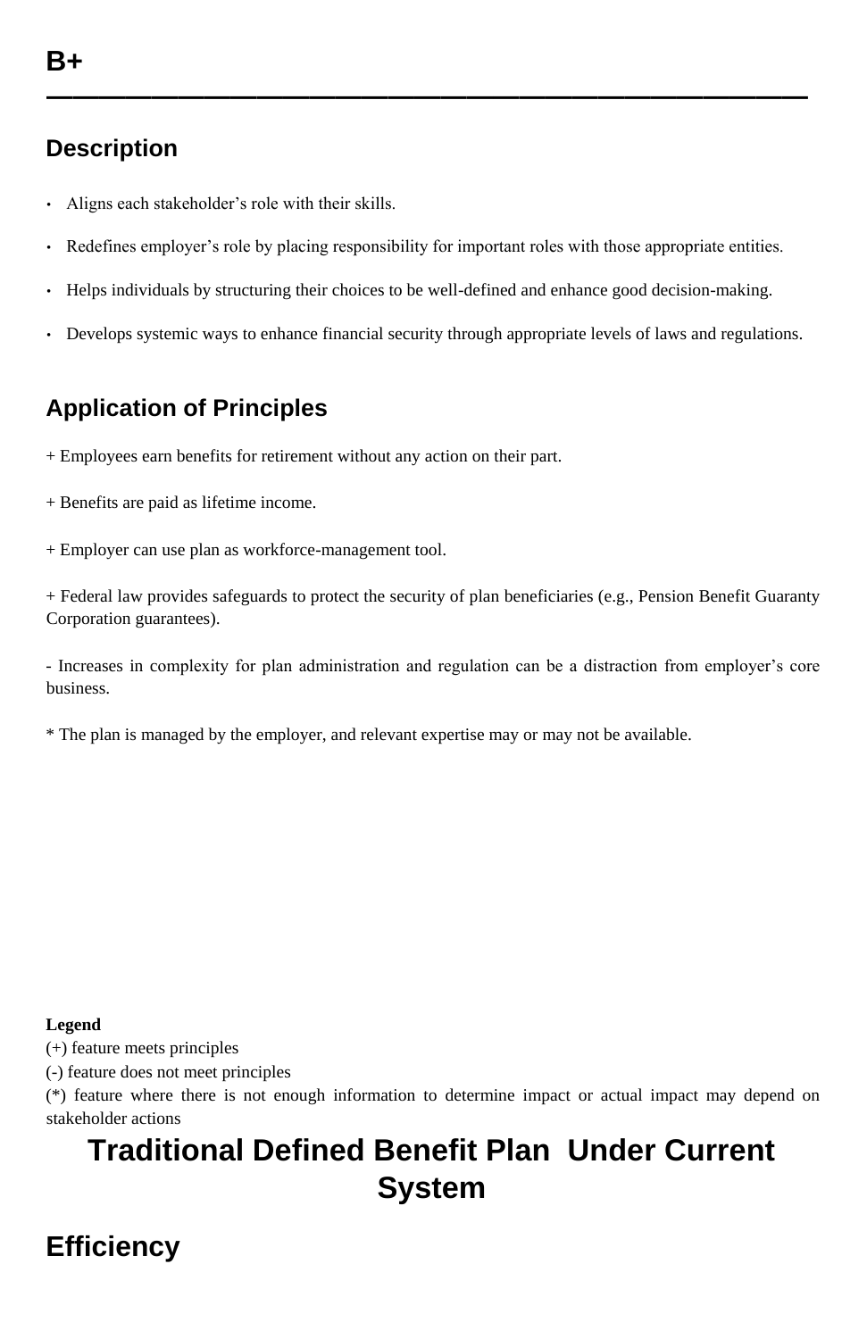## B+

---

## Description

- Aligns each stakeholder’s role with their skills.
- Redefines employer’s role by placing responsibility for important roles with those appropriate entities.
- Helps individuals by structuring their choices to be well-defined and enhance good decision-making.
- Develops systemic ways to enhance financial security through appropriate levels of laws and regulations.

## Application of Principles

+ Employees earn benefits for retirement without any action on their part.

+ Benefits are paid as lifetime income.

+ Employer can use plan as workforce-management tool.

+ Federal law provides safeguards to protect the security of plan beneficiaries (e.g., Pension Benefit Guaranty Corporation guarantees).

- Increases in complexity for plan administration and regulation can be a distraction from employer’s core business.

* The plan is managed by the employer, and relevant expertise may or may not be available.

**Legend**
(+) feature meets principles
(-) feature does not meet principles
(*) feature where there is not enough information to determine impact or actual impact may depend on stakeholder actions

# Traditional Defined Benefit Plan Under Current System

## Efficiency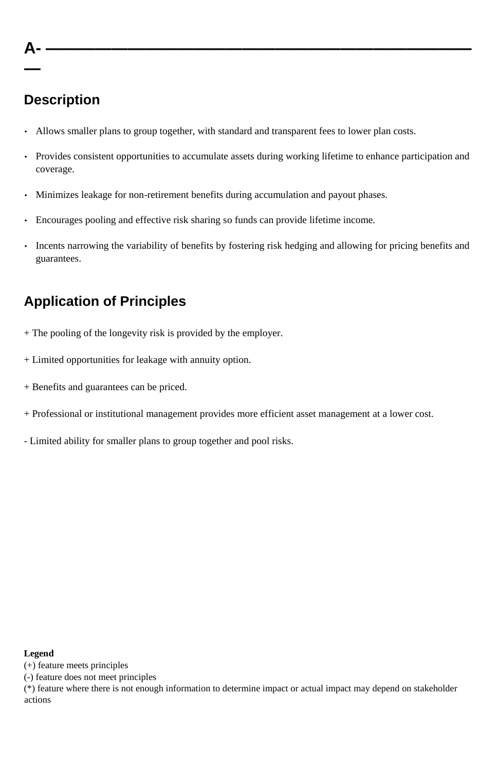# A- ——————————————————————————————————————————

## Description

- Allows smaller plans to group together, with standard and transparent fees to lower plan costs.
- Provides consistent opportunities to accumulate assets during working lifetime to enhance participation and coverage.
- Minimizes leakage for non-retirement benefits during accumulation and payout phases.
- Encourages pooling and effective risk sharing so funds can provide lifetime income.
- Incents narrowing the variability of benefits by fostering risk hedging and allowing for pricing benefits and guarantees.

## Application of Principles

+ The pooling of the longevity risk is provided by the employer.

+ Limited opportunities for leakage with annuity option.

+ Benefits and guarantees can be priced.

+ Professional or institutional management provides more efficient asset management at a lower cost.

- Limited ability for smaller plans to group together and pool risks.

**Legend**
(+) feature meets principles
(-) feature does not meet principles
(*) feature where there is not enough information to determine impact or actual impact may depend on stakeholder actions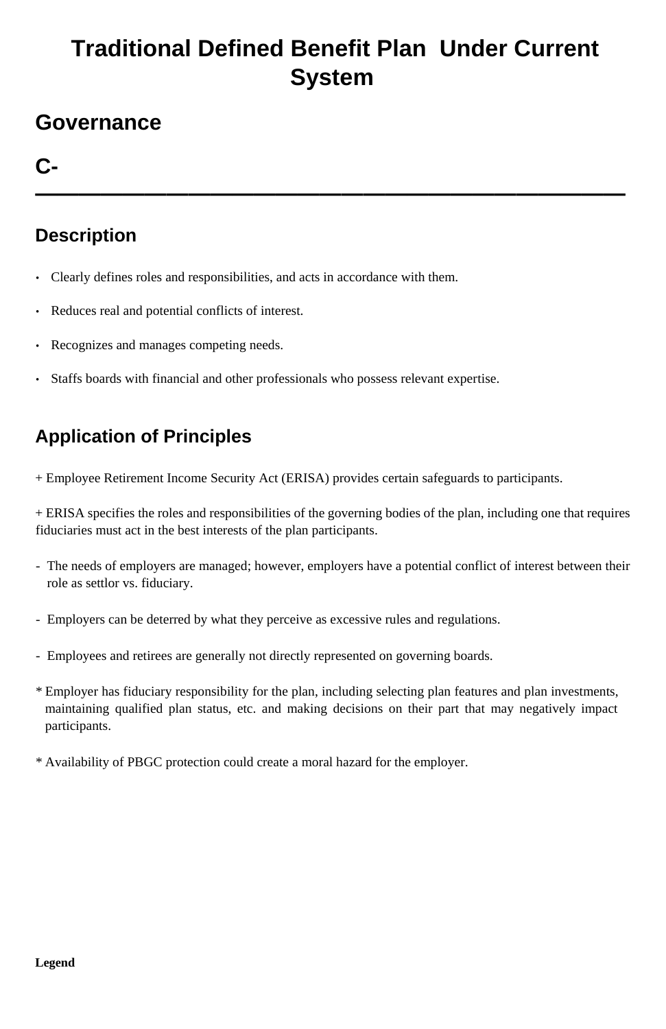# Traditional Defined Benefit Plan Under Current System

## Governance

## C-

---

### Description

- Clearly defines roles and responsibilities, and acts in accordance with them.
- Reduces real and potential conflicts of interest.
- Recognizes and manages competing needs.
- Staffs boards with financial and other professionals who possess relevant expertise.

### Application of Principles

+ Employee Retirement Income Security Act (ERISA) provides certain safeguards to participants.

+ ERISA specifies the roles and responsibilities of the governing bodies of the plan, including one that requires fiduciaries must act in the best interests of the plan participants.

- The needs of employers are managed; however, employers have a potential conflict of interest between their role as settlor vs. fiduciary.

- Employers can be deterred by what they perceive as excessive rules and regulations.

- Employees and retirees are generally not directly represented on governing boards.

* Employer has fiduciary responsibility for the plan, including selecting plan features and plan investments, maintaining qualified plan status, etc. and making decisions on their part that may negatively impact participants.

* Availability of PBGC protection could create a moral hazard for the employer.

**Legend**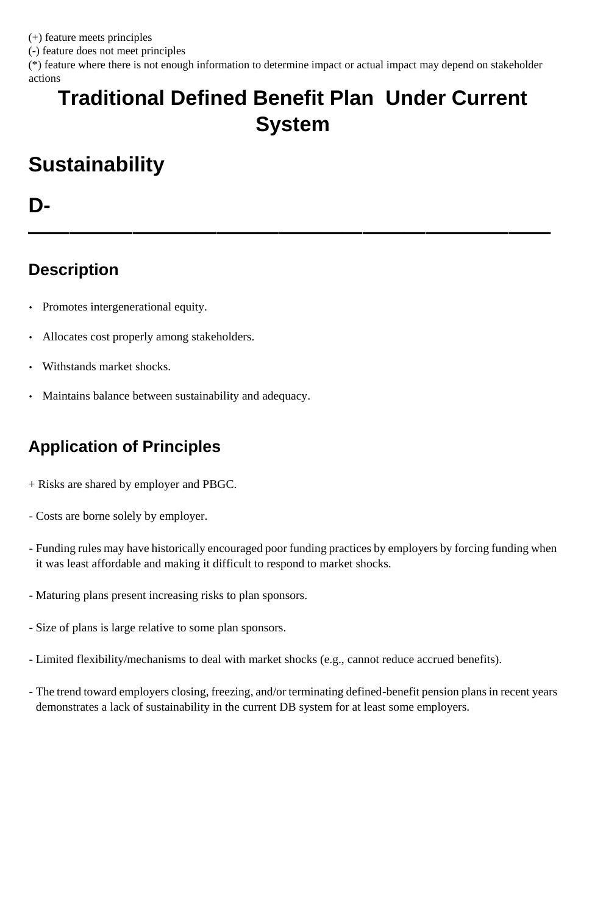(+) feature meets principles
(-) feature does not meet principles
(*) feature where there is not enough information to determine impact or actual impact may depend on stakeholder actions

# Traditional Defined Benefit Plan Under Current System

## Sustainability

## D-

---

### Description

- Promotes intergenerational equity.
- Allocates cost properly among stakeholders.
- Withstands market shocks.
- Maintains balance between sustainability and adequacy.

### Application of Principles

+ Risks are shared by employer and PBGC.

- Costs are borne solely by employer.

- Funding rules may have historically encouraged poor funding practices by employers by forcing funding when it was least affordable and making it difficult to respond to market shocks.

- Maturing plans present increasing risks to plan sponsors.

- Size of plans is large relative to some plan sponsors.

- Limited flexibility/mechanisms to deal with market shocks (e.g., cannot reduce accrued benefits).

- The trend toward employers closing, freezing, and/or terminating defined-benefit pension plans in recent years demonstrates a lack of sustainability in the current DB system for at least some employers.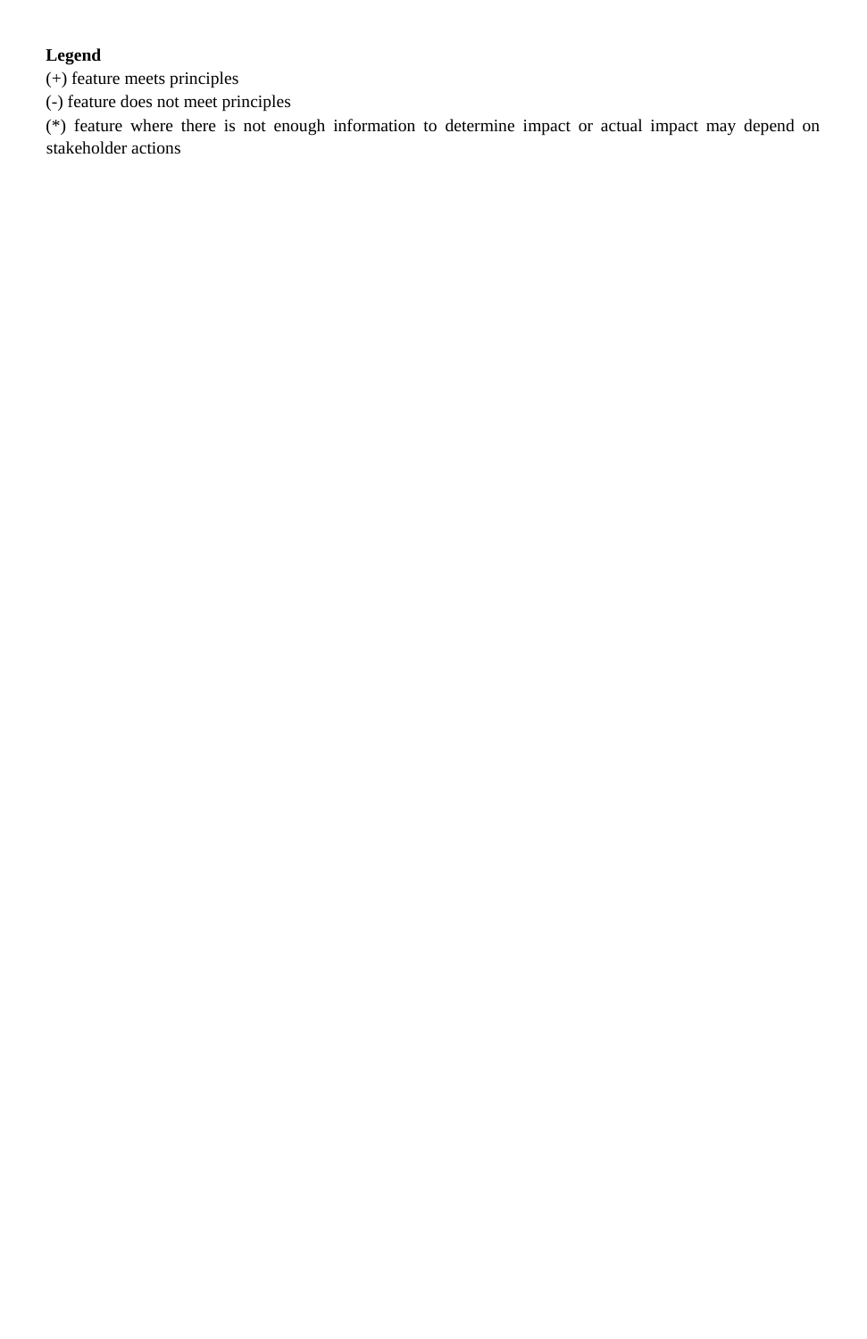**Legend**

(+) feature meets principles

(-) feature does not meet principles

(*) feature where there is not enough information to determine impact or actual impact may depend on stakeholder actions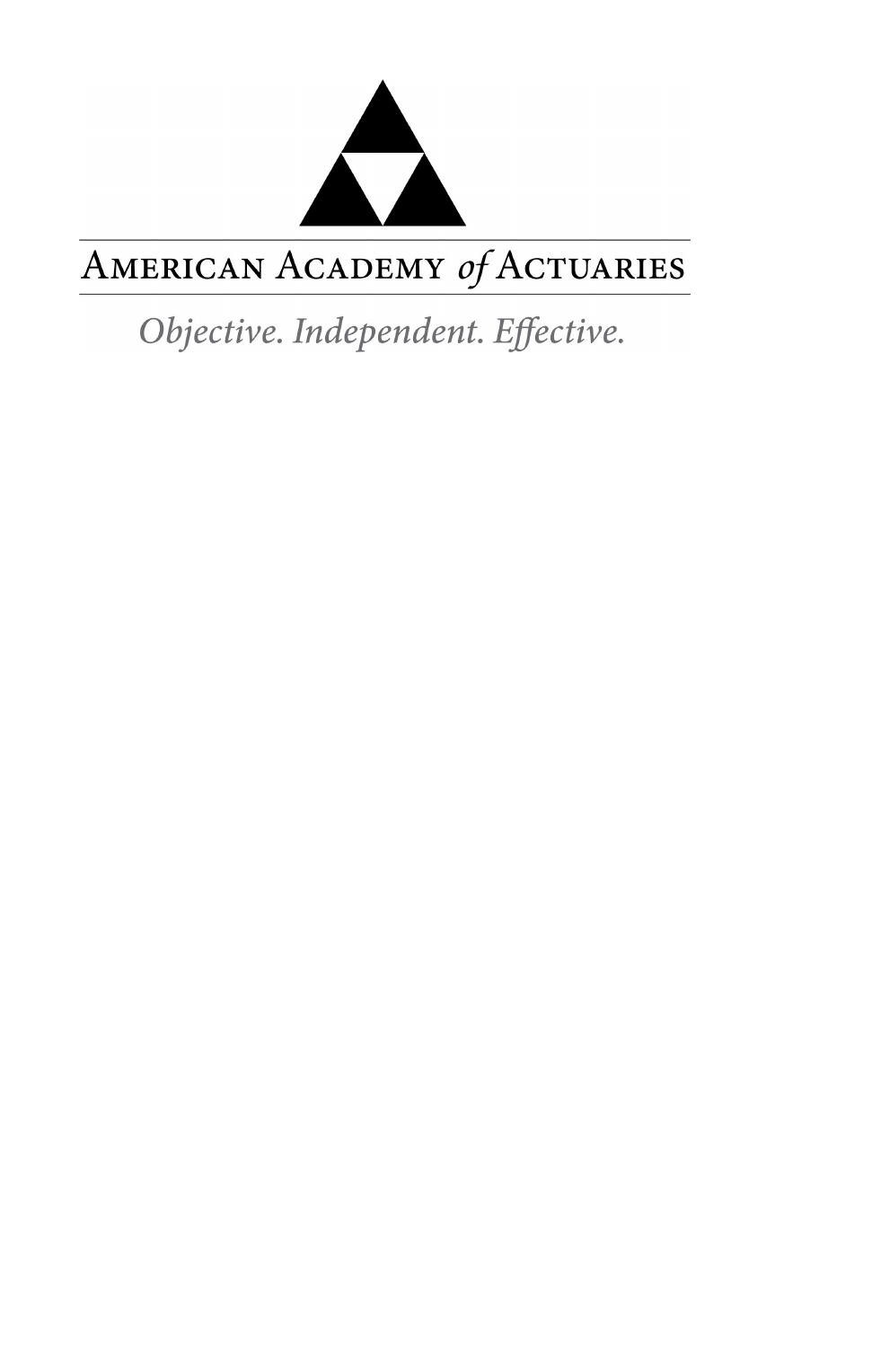AMERICAN ACADEMY *of* ACTUARIES

*Objective. Independent. Effective.*